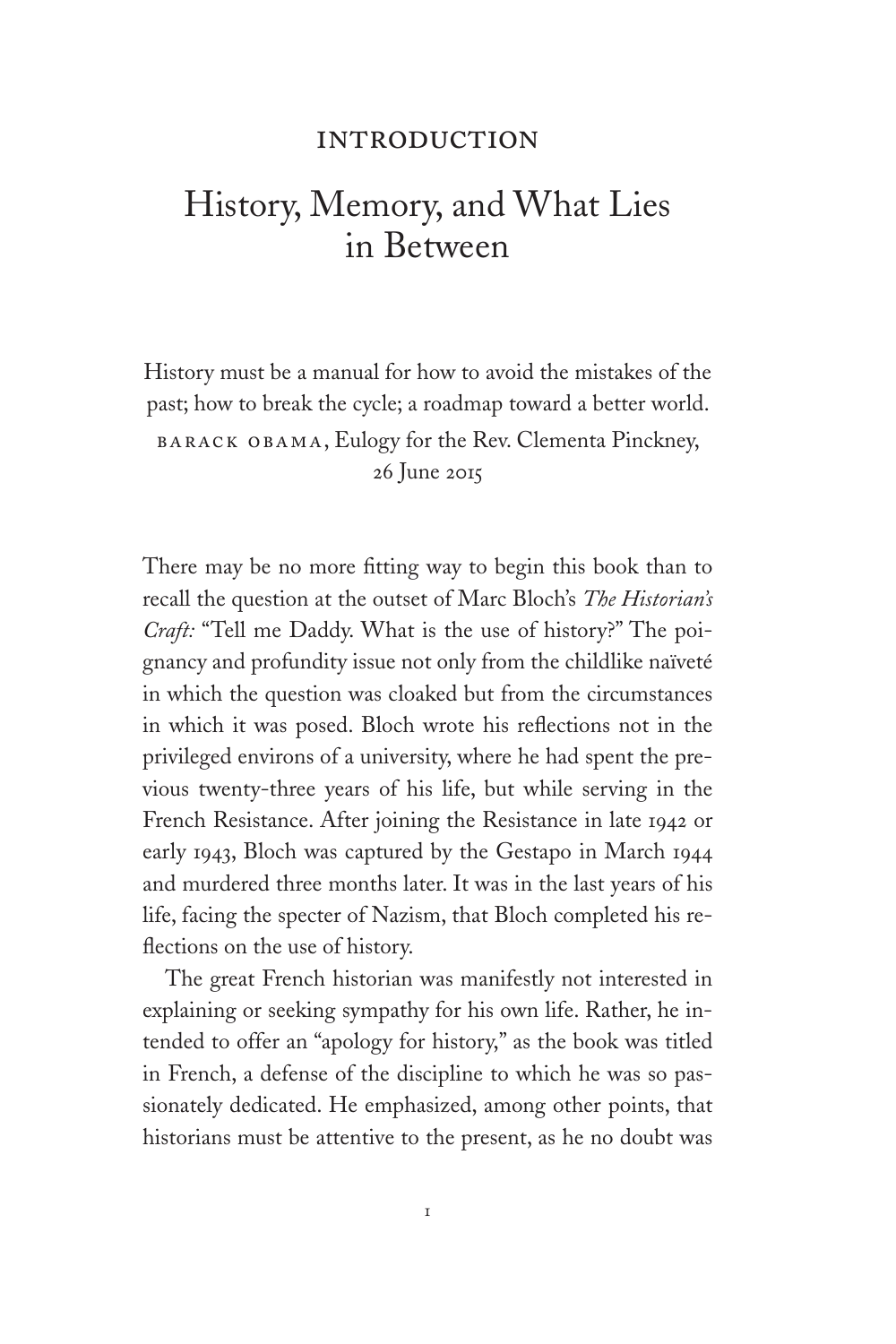# INTRODUCTION

## History, Memory, and What Lies in Between

> History must be a manual for how to avoid the mistakes of the past; how to break the cycle; a roadmap toward a better world.
>
> BARACK OBAMA, Eulogy for the Rev. Clementa Pinckney, 26 June 2015

There may be no more fitting way to begin this book than to recall the question at the outset of Marc Bloch's *The Historian's Craft:* "Tell me Daddy. What is the use of history?" The poignancy and profundity issue not only from the childlike naïveté in which the question was cloaked but from the circumstances in which it was posed. Bloch wrote his reflections not in the privileged environs of a university, where he had spent the previous twenty-three years of his life, but while serving in the French Resistance. After joining the Resistance in late 1942 or early 1943, Bloch was captured by the Gestapo in March 1944 and murdered three months later. It was in the last years of his life, facing the specter of Nazism, that Bloch completed his reflections on the use of history.

The great French historian was manifestly not interested in explaining or seeking sympathy for his own life. Rather, he intended to offer an "apology for history," as the book was titled in French, a defense of the discipline to which he was so passionately dedicated. He emphasized, among other points, that historians must be attentive to the present, as he no doubt was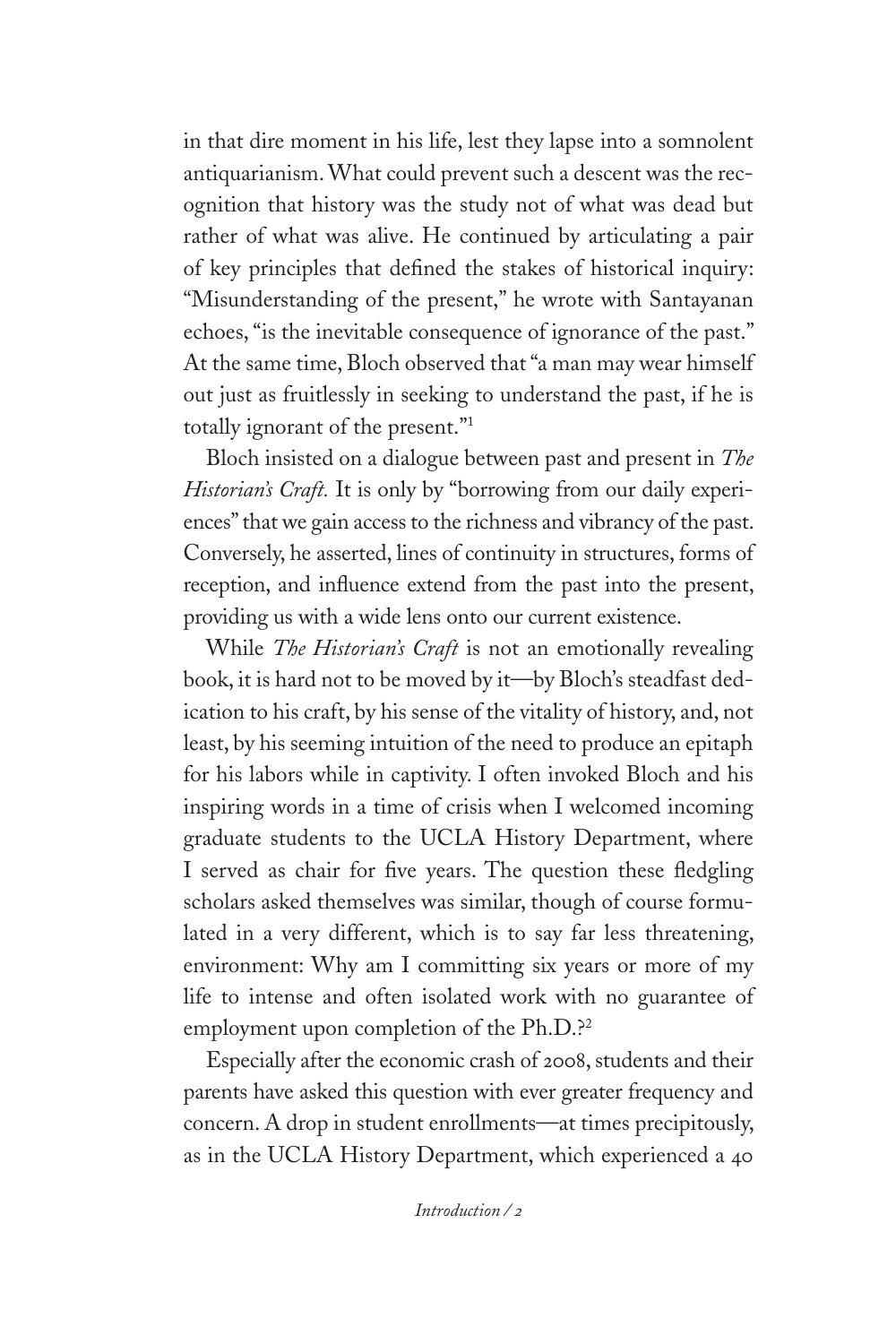in that dire moment in his life, lest they lapse into a somnolent antiquarianism. What could prevent such a descent was the recognition that history was the study not of what was dead but rather of what was alive. He continued by articulating a pair of key principles that defined the stakes of historical inquiry: "Misunderstanding of the present," he wrote with Santayanan echoes, "is the inevitable consequence of ignorance of the past." At the same time, Bloch observed that "a man may wear himself out just as fruitlessly in seeking to understand the past, if he is totally ignorant of the present."[1]

Bloch insisted on a dialogue between past and present in *The Historian's Craft.* It is only by "borrowing from our daily experiences" that we gain access to the richness and vibrancy of the past. Conversely, he asserted, lines of continuity in structures, forms of reception, and influence extend from the past into the present, providing us with a wide lens onto our current existence.

While *The Historian's Craft* is not an emotionally revealing book, it is hard not to be moved by it—by Bloch's steadfast dedication to his craft, by his sense of the vitality of history, and, not least, by his seeming intuition of the need to produce an epitaph for his labors while in captivity. I often invoked Bloch and his inspiring words in a time of crisis when I welcomed incoming graduate students to the UCLA History Department, where I served as chair for five years. The question these fledgling scholars asked themselves was similar, though of course formulated in a very different, which is to say far less threatening, environment: Why am I committing six years or more of my life to intense and often isolated work with no guarantee of employment upon completion of the Ph.D.?[2]

Especially after the economic crash of 2008, students and their parents have asked this question with ever greater frequency and concern. A drop in student enrollments—at times precipitously, as in the UCLA History Department, which experienced a 40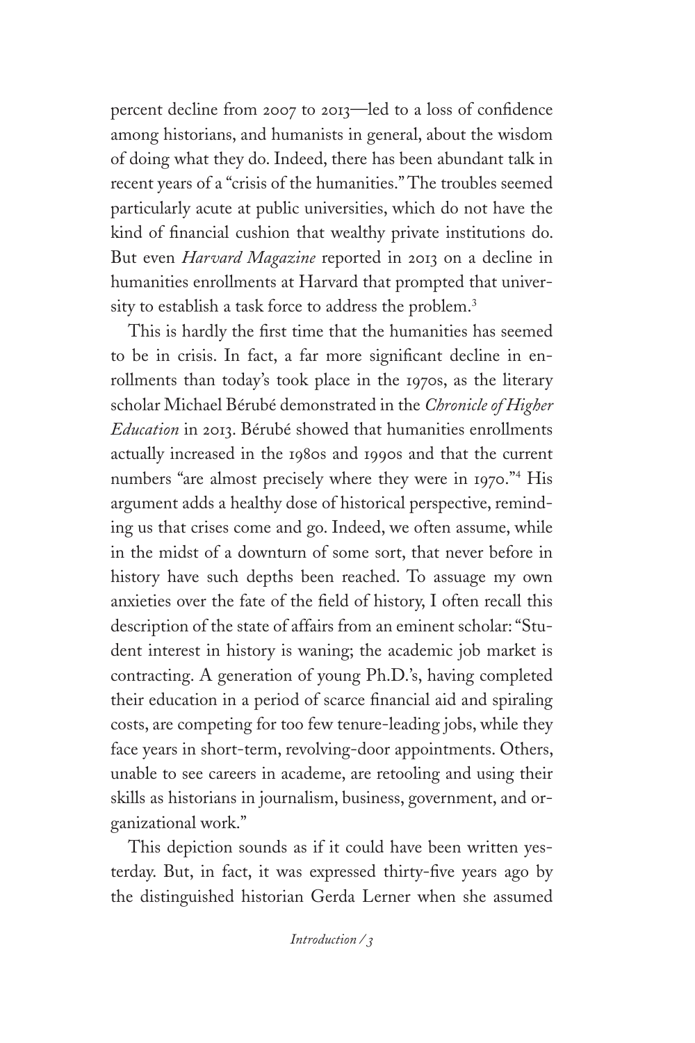percent decline from 2007 to 2013—led to a loss of confidence among historians, and humanists in general, about the wisdom of doing what they do. Indeed, there has been abundant talk in recent years of a "crisis of the humanities." The troubles seemed particularly acute at public universities, which do not have the kind of financial cushion that wealthy private institutions do. But even *Harvard Magazine* reported in 2013 on a decline in humanities enrollments at Harvard that prompted that university to establish a task force to address the problem.[3]

This is hardly the first time that the humanities has seemed to be in crisis. In fact, a far more significant decline in enrollments than today's took place in the 1970s, as the literary scholar Michael Bérubé demonstrated in the *Chronicle of Higher Education* in 2013. Bérubé showed that humanities enrollments actually increased in the 1980s and 1990s and that the current numbers "are almost precisely where they were in 1970."[4] His argument adds a healthy dose of historical perspective, reminding us that crises come and go. Indeed, we often assume, while in the midst of a downturn of some sort, that never before in history have such depths been reached. To assuage my own anxieties over the fate of the field of history, I often recall this description of the state of affairs from an eminent scholar: "Student interest in history is waning; the academic job market is contracting. A generation of young Ph.D.'s, having completed their education in a period of scarce financial aid and spiraling costs, are competing for too few tenure-leading jobs, while they face years in short-term, revolving-door appointments. Others, unable to see careers in academe, are retooling and using their skills as historians in journalism, business, government, and organizational work."

This depiction sounds as if it could have been written yesterday. But, in fact, it was expressed thirty-five years ago by the distinguished historian Gerda Lerner when she assumed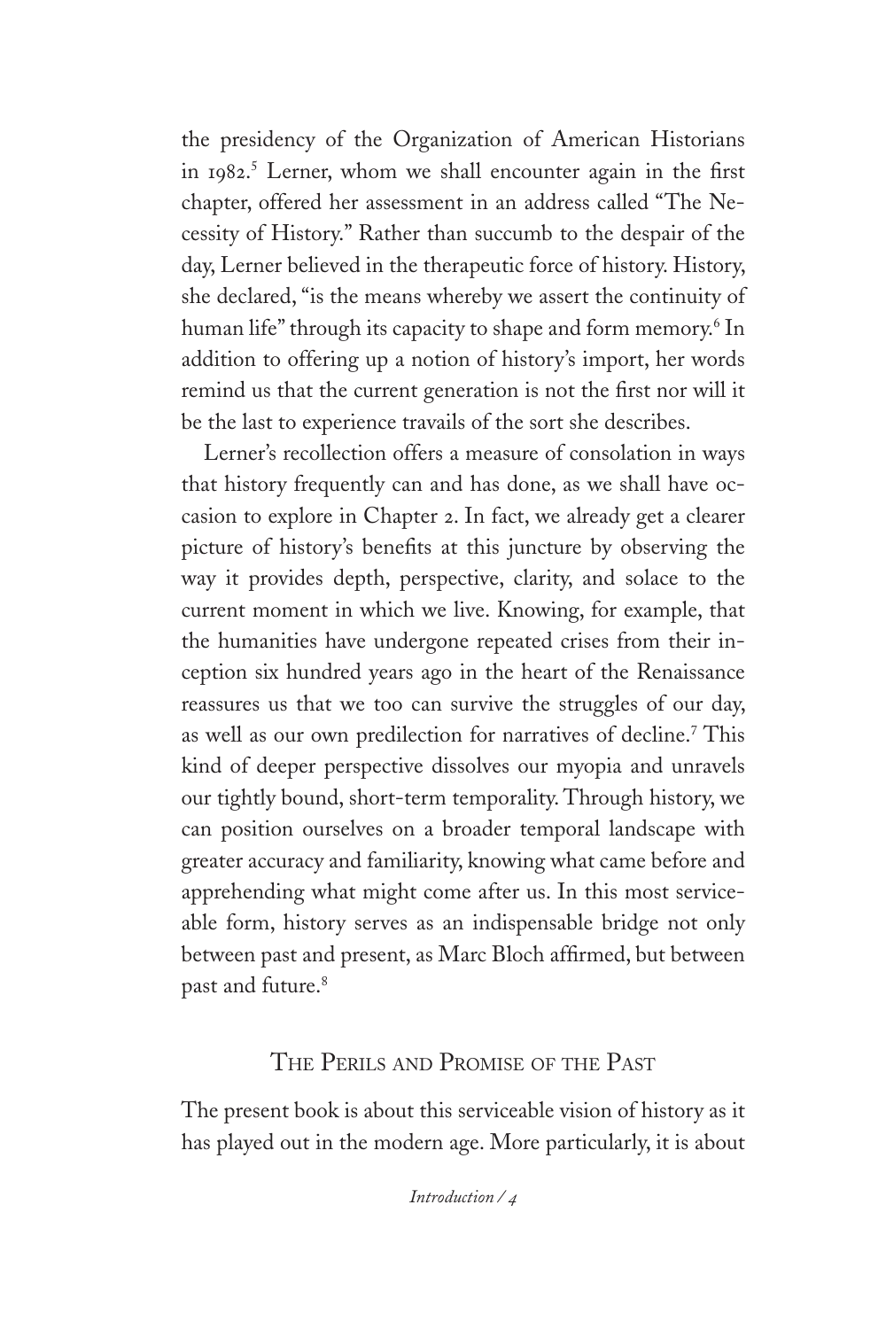the presidency of the Organization of American Historians in 1982.[5] Lerner, whom we shall encounter again in the first chapter, offered her assessment in an address called "The Necessity of History." Rather than succumb to the despair of the day, Lerner believed in the therapeutic force of history. History, she declared, "is the means whereby we assert the continuity of human life" through its capacity to shape and form memory.[6] In addition to offering up a notion of history's import, her words remind us that the current generation is not the first nor will it be the last to experience travails of the sort she describes.

Lerner's recollection offers a measure of consolation in ways that history frequently can and has done, as we shall have occasion to explore in Chapter 2. In fact, we already get a clearer picture of history's benefits at this juncture by observing the way it provides depth, perspective, clarity, and solace to the current moment in which we live. Knowing, for example, that the humanities have undergone repeated crises from their inception six hundred years ago in the heart of the Renaissance reassures us that we too can survive the struggles of our day, as well as our own predilection for narratives of decline.[7] This kind of deeper perspective dissolves our myopia and unravels our tightly bound, short-term temporality. Through history, we can position ourselves on a broader temporal landscape with greater accuracy and familiarity, knowing what came before and apprehending what might come after us. In this most serviceable form, history serves as an indispensable bridge not only between past and present, as Marc Bloch affirmed, but between past and future.[8]

## The Perils and Promise of the Past

The present book is about this serviceable vision of history as it has played out in the modern age. More particularly, it is about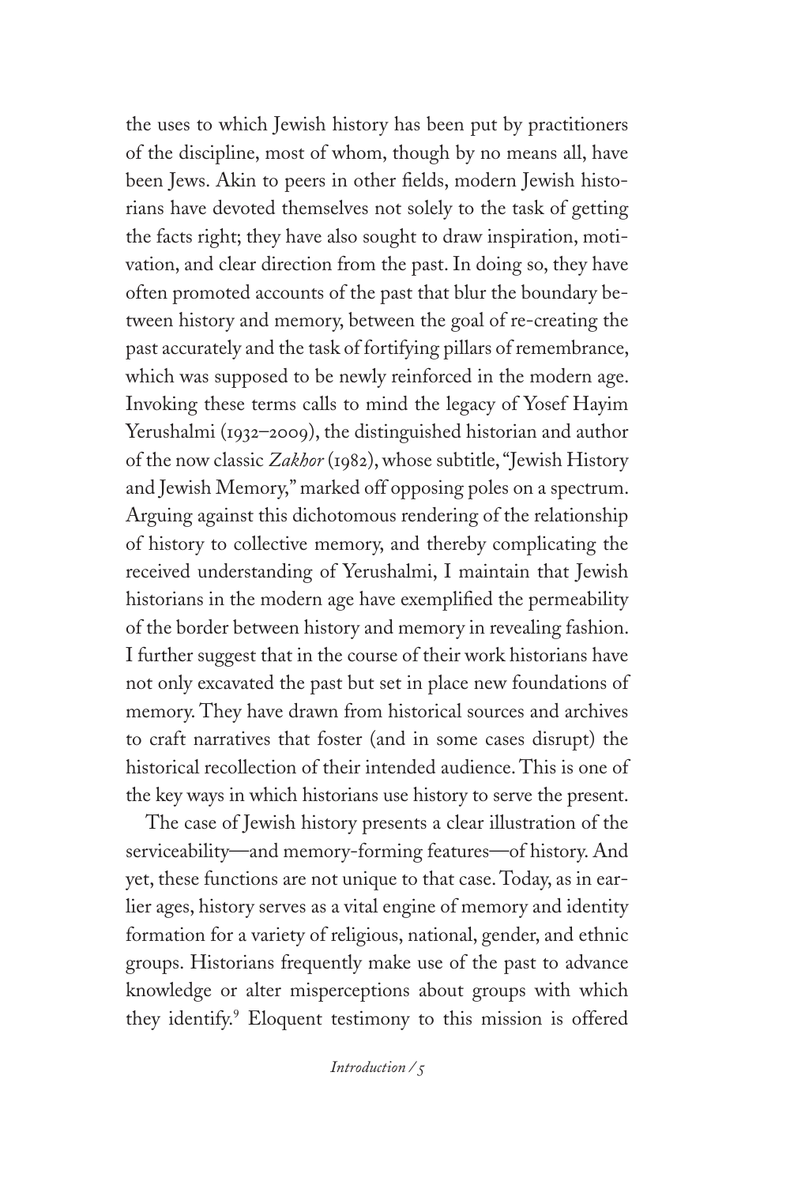the uses to which Jewish history has been put by practitioners of the discipline, most of whom, though by no means all, have been Jews. Akin to peers in other fields, modern Jewish historians have devoted themselves not solely to the task of getting the facts right; they have also sought to draw inspiration, motivation, and clear direction from the past. In doing so, they have often promoted accounts of the past that blur the boundary between history and memory, between the goal of re-creating the past accurately and the task of fortifying pillars of remembrance, which was supposed to be newly reinforced in the modern age. Invoking these terms calls to mind the legacy of Yosef Hayim Yerushalmi (1932–2009), the distinguished historian and author of the now classic *Zakhor* (1982), whose subtitle, "Jewish History and Jewish Memory," marked off opposing poles on a spectrum. Arguing against this dichotomous rendering of the relationship of history to collective memory, and thereby complicating the received understanding of Yerushalmi, I maintain that Jewish historians in the modern age have exemplified the permeability of the border between history and memory in revealing fashion. I further suggest that in the course of their work historians have not only excavated the past but set in place new foundations of memory. They have drawn from historical sources and archives to craft narratives that foster (and in some cases disrupt) the historical recollection of their intended audience. This is one of the key ways in which historians use history to serve the present.

The case of Jewish history presents a clear illustration of the serviceability—and memory-forming features—of history. And yet, these functions are not unique to that case. Today, as in earlier ages, history serves as a vital engine of memory and identity formation for a variety of religious, national, gender, and ethnic groups. Historians frequently make use of the past to advance knowledge or alter misperceptions about groups with which they identify.[9] Eloquent testimony to this mission is offered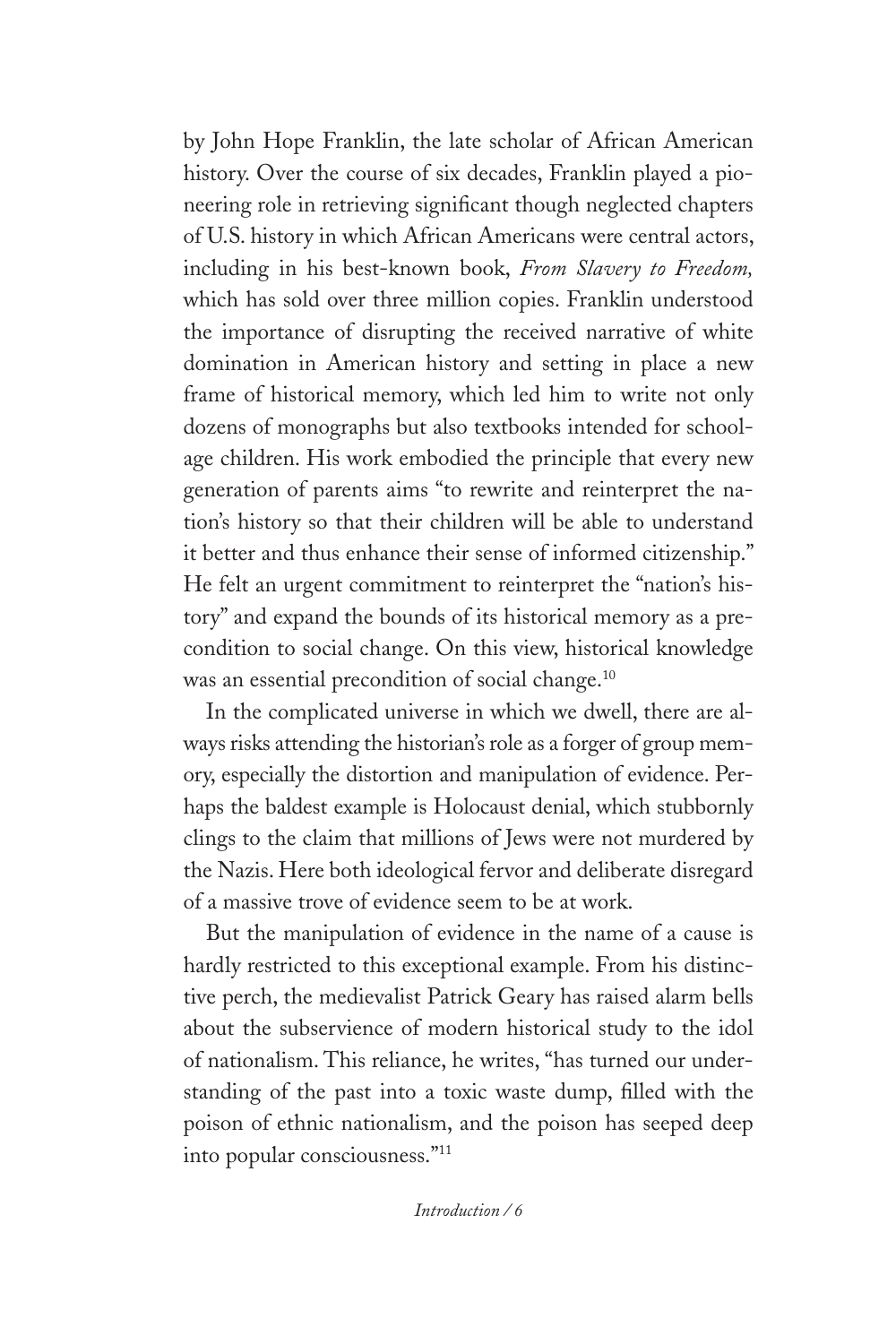by John Hope Franklin, the late scholar of African American history. Over the course of six decades, Franklin played a pioneering role in retrieving significant though neglected chapters of U.S. history in which African Americans were central actors, including in his best-known book, *From Slavery to Freedom,* which has sold over three million copies. Franklin understood the importance of disrupting the received narrative of white domination in American history and setting in place a new frame of historical memory, which led him to write not only dozens of monographs but also textbooks intended for school-age children. His work embodied the principle that every new generation of parents aims "to rewrite and reinterpret the nation's history so that their children will be able to understand it better and thus enhance their sense of informed citizenship." He felt an urgent commitment to reinterpret the "nation's history" and expand the bounds of its historical memory as a precondition to social change. On this view, historical knowledge was an essential precondition of social change.[10]

In the complicated universe in which we dwell, there are always risks attending the historian's role as a forger of group memory, especially the distortion and manipulation of evidence. Perhaps the baldest example is Holocaust denial, which stubbornly clings to the claim that millions of Jews were not murdered by the Nazis. Here both ideological fervor and deliberate disregard of a massive trove of evidence seem to be at work.

But the manipulation of evidence in the name of a cause is hardly restricted to this exceptional example. From his distinctive perch, the medievalist Patrick Geary has raised alarm bells about the subservience of modern historical study to the idol of nationalism. This reliance, he writes, "has turned our understanding of the past into a toxic waste dump, filled with the poison of ethnic nationalism, and the poison has seeped deep into popular consciousness."[11]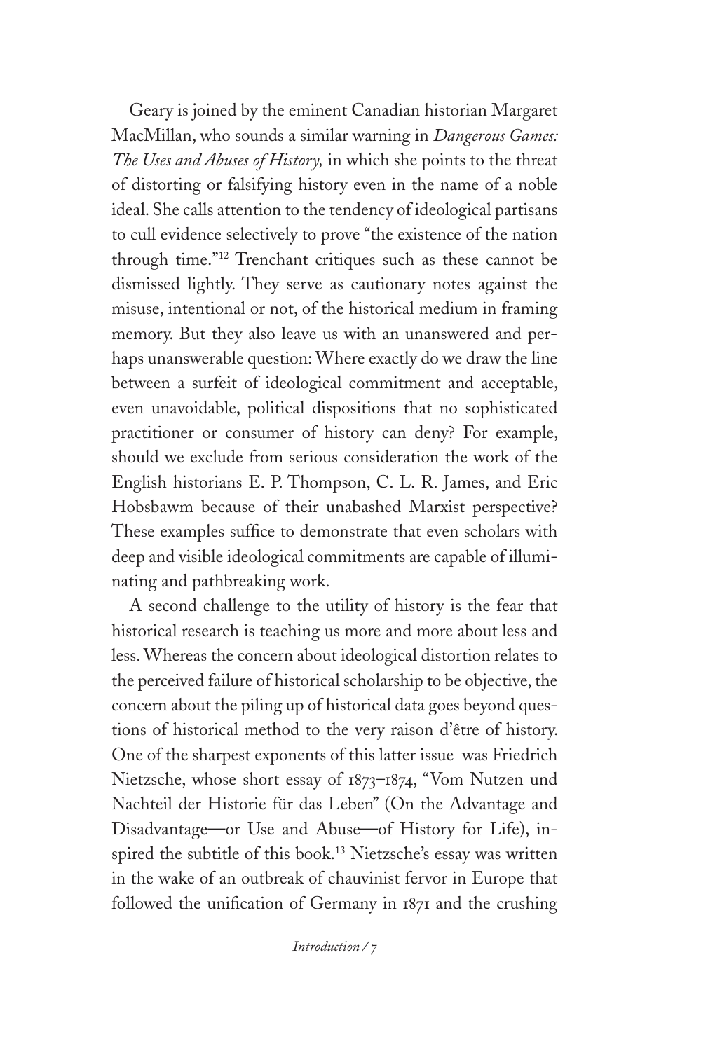Geary is joined by the eminent Canadian historian Margaret MacMillan, who sounds a similar warning in *Dangerous Games: The Uses and Abuses of History,* in which she points to the threat of distorting or falsifying history even in the name of a noble ideal. She calls attention to the tendency of ideological partisans to cull evidence selectively to prove "the existence of the nation through time."[12] Trenchant critiques such as these cannot be dismissed lightly. They serve as cautionary notes against the misuse, intentional or not, of the historical medium in framing memory. But they also leave us with an unanswered and perhaps unanswerable question: Where exactly do we draw the line between a surfeit of ideological commitment and acceptable, even unavoidable, political dispositions that no sophisticated practitioner or consumer of history can deny? For example, should we exclude from serious consideration the work of the English historians E. P. Thompson, C. L. R. James, and Eric Hobsbawm because of their unabashed Marxist perspective? These examples suffice to demonstrate that even scholars with deep and visible ideological commitments are capable of illuminating and pathbreaking work.

A second challenge to the utility of history is the fear that historical research is teaching us more and more about less and less. Whereas the concern about ideological distortion relates to the perceived failure of historical scholarship to be objective, the concern about the piling up of historical data goes beyond questions of historical method to the very raison d'être of history. One of the sharpest exponents of this latter issue was Friedrich Nietzsche, whose short essay of 1873–1874, "Vom Nutzen und Nachteil der Historie für das Leben" (On the Advantage and Disadvantage—or Use and Abuse—of History for Life), inspired the subtitle of this book.[13] Nietzsche's essay was written in the wake of an outbreak of chauvinist fervor in Europe that followed the unification of Germany in 1871 and the crushing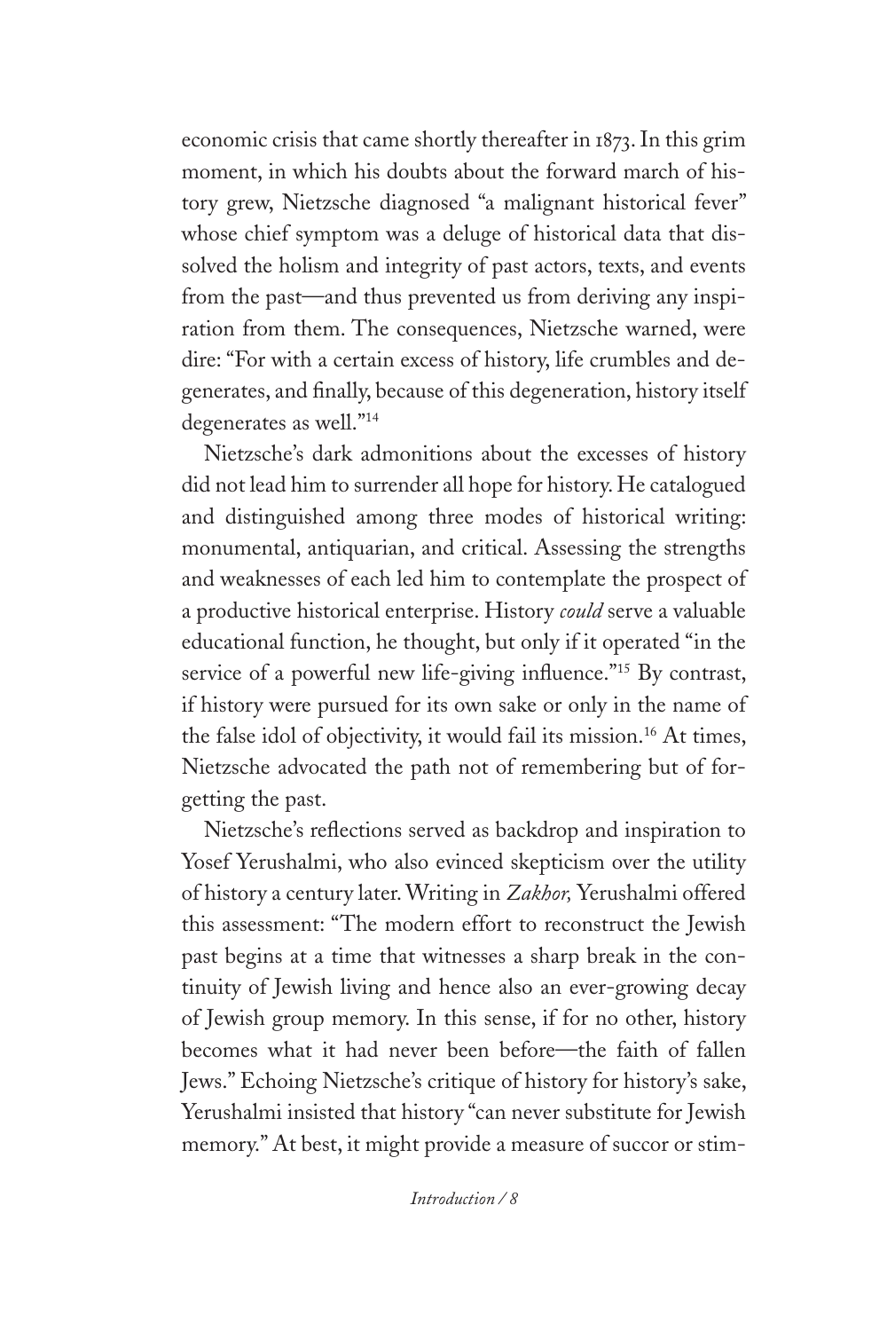economic crisis that came shortly thereafter in 1873. In this grim moment, in which his doubts about the forward march of history grew, Nietzsche diagnosed "a malignant historical fever" whose chief symptom was a deluge of historical data that dissolved the holism and integrity of past actors, texts, and events from the past—and thus prevented us from deriving any inspiration from them. The consequences, Nietzsche warned, were dire: "For with a certain excess of history, life crumbles and degenerates, and finally, because of this degeneration, history itself degenerates as well."[14]

Nietzsche's dark admonitions about the excesses of history did not lead him to surrender all hope for history. He catalogued and distinguished among three modes of historical writing: monumental, antiquarian, and critical. Assessing the strengths and weaknesses of each led him to contemplate the prospect of a productive historical enterprise. History *could* serve a valuable educational function, he thought, but only if it operated "in the service of a powerful new life-giving influence."[15] By contrast, if history were pursued for its own sake or only in the name of the false idol of objectivity, it would fail its mission.[16] At times, Nietzsche advocated the path not of remembering but of forgetting the past.

Nietzsche's reflections served as backdrop and inspiration to Yosef Yerushalmi, who also evinced skepticism over the utility of history a century later. Writing in *Zakhor,* Yerushalmi offered this assessment: "The modern effort to reconstruct the Jewish past begins at a time that witnesses a sharp break in the continuity of Jewish living and hence also an ever-growing decay of Jewish group memory. In this sense, if for no other, history becomes what it had never been before—the faith of fallen Jews." Echoing Nietzsche's critique of history for history's sake, Yerushalmi insisted that history "can never substitute for Jewish memory." At best, it might provide a measure of succor or stim-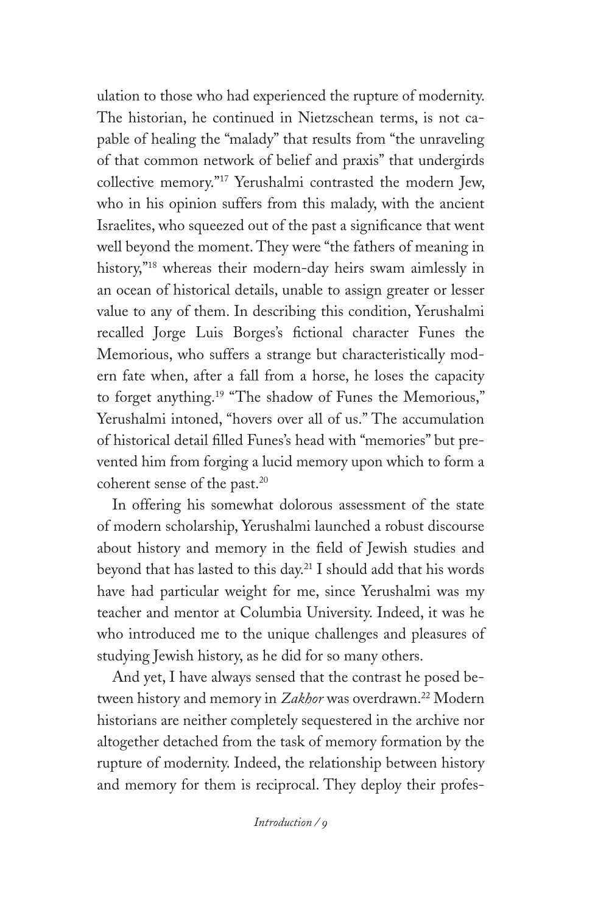ulation to those who had experienced the rupture of modernity. The historian, he continued in Nietzschean terms, is not capable of healing the "malady" that results from "the unraveling of that common network of belief and praxis" that undergirds collective memory."[17] Yerushalmi contrasted the modern Jew, who in his opinion suffers from this malady, with the ancient Israelites, who squeezed out of the past a significance that went well beyond the moment. They were "the fathers of meaning in history,"[18] whereas their modern-day heirs swam aimlessly in an ocean of historical details, unable to assign greater or lesser value to any of them. In describing this condition, Yerushalmi recalled Jorge Luis Borges's fictional character Funes the Memorious, who suffers a strange but characteristically modern fate when, after a fall from a horse, he loses the capacity to forget anything.[19] "The shadow of Funes the Memorious," Yerushalmi intoned, "hovers over all of us." The accumulation of historical detail filled Funes's head with "memories" but prevented him from forging a lucid memory upon which to form a coherent sense of the past.[20]

In offering his somewhat dolorous assessment of the state of modern scholarship, Yerushalmi launched a robust discourse about history and memory in the field of Jewish studies and beyond that has lasted to this day.[21] I should add that his words have had particular weight for me, since Yerushalmi was my teacher and mentor at Columbia University. Indeed, it was he who introduced me to the unique challenges and pleasures of studying Jewish history, as he did for so many others.

And yet, I have always sensed that the contrast he posed between history and memory in *Zakhor* was overdrawn.[22] Modern historians are neither completely sequestered in the archive nor altogether detached from the task of memory formation by the rupture of modernity. Indeed, the relationship between history and memory for them is reciprocal. They deploy their profes-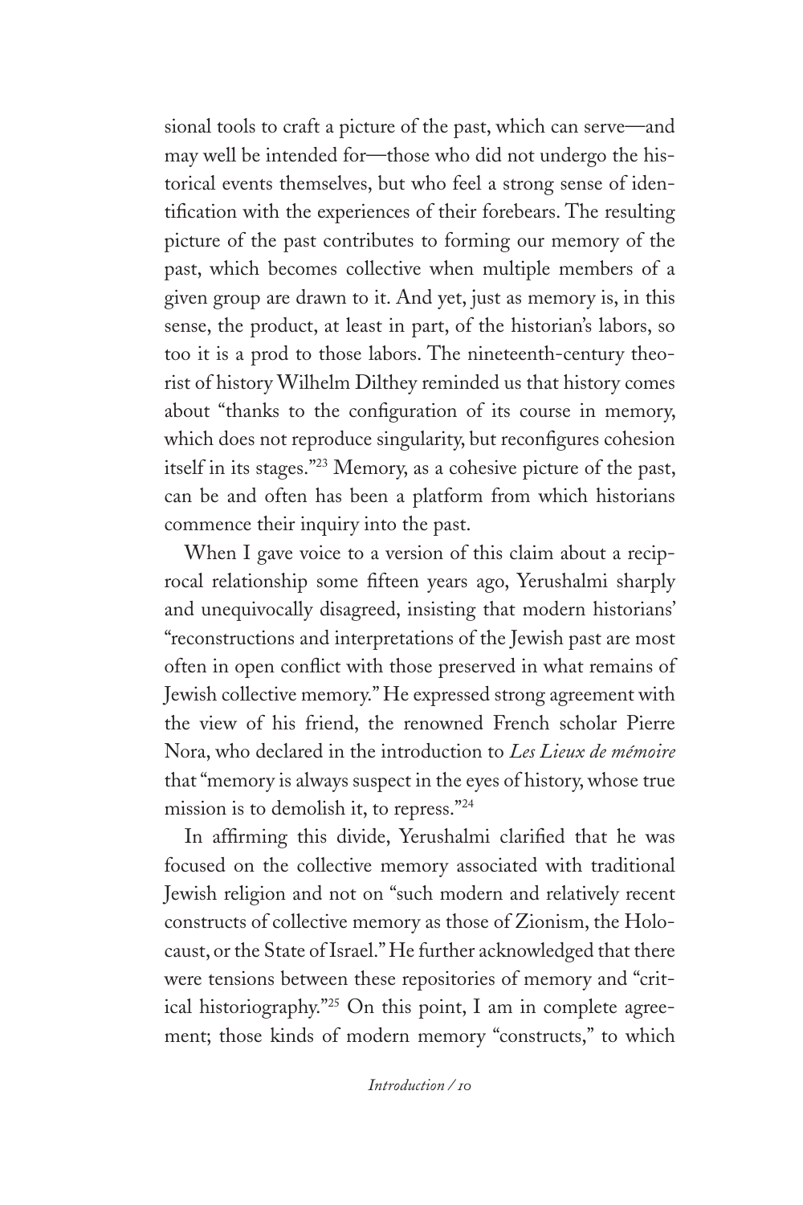sional tools to craft a picture of the past, which can serve—and may well be intended for—those who did not undergo the historical events themselves, but who feel a strong sense of identification with the experiences of their forebears. The resulting picture of the past contributes to forming our memory of the past, which becomes collective when multiple members of a given group are drawn to it. And yet, just as memory is, in this sense, the product, at least in part, of the historian's labors, so too it is a prod to those labors. The nineteenth-century theorist of history Wilhelm Dilthey reminded us that history comes about "thanks to the configuration of its course in memory, which does not reproduce singularity, but reconfigures cohesion itself in its stages."[23] Memory, as a cohesive picture of the past, can be and often has been a platform from which historians commence their inquiry into the past.

When I gave voice to a version of this claim about a reciprocal relationship some fifteen years ago, Yerushalmi sharply and unequivocally disagreed, insisting that modern historians' "reconstructions and interpretations of the Jewish past are most often in open conflict with those preserved in what remains of Jewish collective memory." He expressed strong agreement with the view of his friend, the renowned French scholar Pierre Nora, who declared in the introduction to *Les Lieux de mémoire* that "memory is always suspect in the eyes of history, whose true mission is to demolish it, to repress."[24]

In affirming this divide, Yerushalmi clarified that he was focused on the collective memory associated with traditional Jewish religion and not on "such modern and relatively recent constructs of collective memory as those of Zionism, the Holocaust, or the State of Israel." He further acknowledged that there were tensions between these repositories of memory and "critical historiography."[25] On this point, I am in complete agreement; those kinds of modern memory "constructs," to which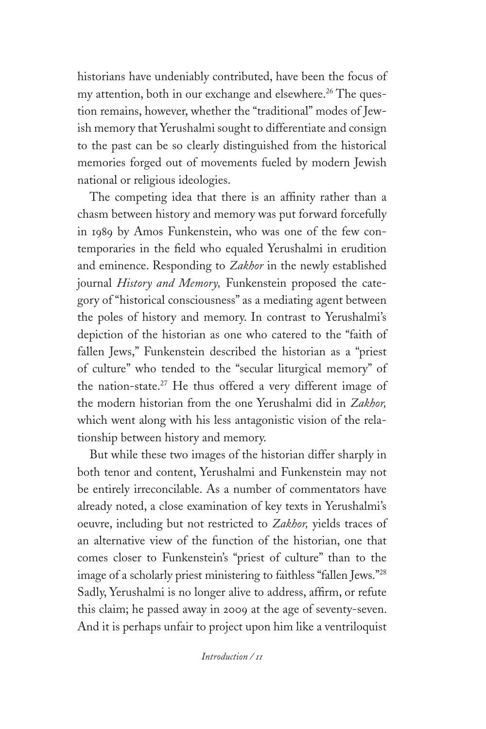historians have undeniably contributed, have been the focus of my attention, both in our exchange and elsewhere.[26] The question remains, however, whether the "traditional" modes of Jewish memory that Yerushalmi sought to differentiate and consign to the past can be so clearly distinguished from the historical memories forged out of movements fueled by modern Jewish national or religious ideologies.

The competing idea that there is an affinity rather than a chasm between history and memory was put forward forcefully in 1989 by Amos Funkenstein, who was one of the few contemporaries in the field who equaled Yerushalmi in erudition and eminence. Responding to *Zakhor* in the newly established journal *History and Memory,* Funkenstein proposed the category of "historical consciousness" as a mediating agent between the poles of history and memory. In contrast to Yerushalmi's depiction of the historian as one who catered to the "faith of fallen Jews," Funkenstein described the historian as a "priest of culture" who tended to the "secular liturgical memory" of the nation-state.[27] He thus offered a very different image of the modern historian from the one Yerushalmi did in *Zakhor,* which went along with his less antagonistic vision of the relationship between history and memory.

But while these two images of the historian differ sharply in both tenor and content, Yerushalmi and Funkenstein may not be entirely irreconcilable. As a number of commentators have already noted, a close examination of key texts in Yerushalmi's oeuvre, including but not restricted to *Zakhor,* yields traces of an alternative view of the function of the historian, one that comes closer to Funkenstein's "priest of culture" than to the image of a scholarly priest ministering to faithless "fallen Jews."[28] Sadly, Yerushalmi is no longer alive to address, affirm, or refute this claim; he passed away in 2009 at the age of seventy-seven. And it is perhaps unfair to project upon him like a ventriloquist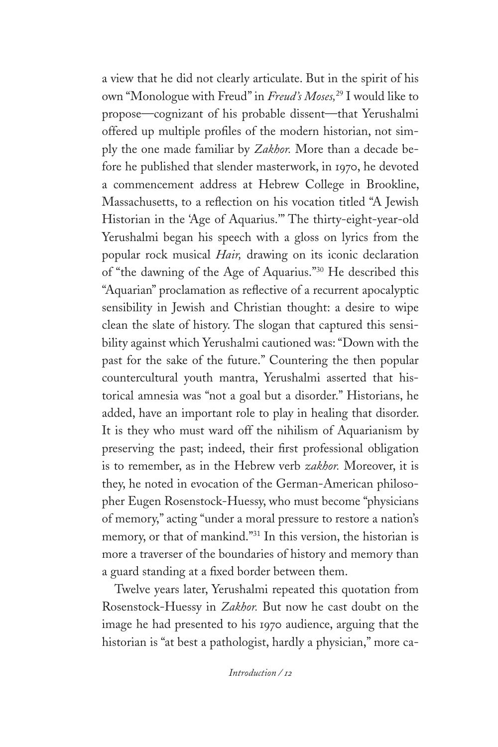a view that he did not clearly articulate. But in the spirit of his own "Monologue with Freud" in *Freud's Moses,*[29] I would like to propose—cognizant of his probable dissent—that Yerushalmi offered up multiple profiles of the modern historian, not simply the one made familiar by *Zakhor.* More than a decade before he published that slender masterwork, in 1970, he devoted a commencement address at Hebrew College in Brookline, Massachusetts, to a reflection on his vocation titled "A Jewish Historian in the 'Age of Aquarius.'" The thirty-eight-year-old Yerushalmi began his speech with a gloss on lyrics from the popular rock musical *Hair,* drawing on its iconic declaration of "the dawning of the Age of Aquarius."[30] He described this "Aquarian" proclamation as reflective of a recurrent apocalyptic sensibility in Jewish and Christian thought: a desire to wipe clean the slate of history. The slogan that captured this sensibility against which Yerushalmi cautioned was: "Down with the past for the sake of the future." Countering the then popular countercultural youth mantra, Yerushalmi asserted that historical amnesia was "not a goal but a disorder." Historians, he added, have an important role to play in healing that disorder. It is they who must ward off the nihilism of Aquarianism by preserving the past; indeed, their first professional obligation is to remember, as in the Hebrew verb *zakhor.* Moreover, it is they, he noted in evocation of the German-American philosopher Eugen Rosenstock-Huessy, who must become "physicians of memory," acting "under a moral pressure to restore a nation's memory, or that of mankind."[31] In this version, the historian is more a traverser of the boundaries of history and memory than a guard standing at a fixed border between them.

Twelve years later, Yerushalmi repeated this quotation from Rosenstock-Huessy in *Zakhor.* But now he cast doubt on the image he had presented to his 1970 audience, arguing that the historian is "at best a pathologist, hardly a physician," more ca-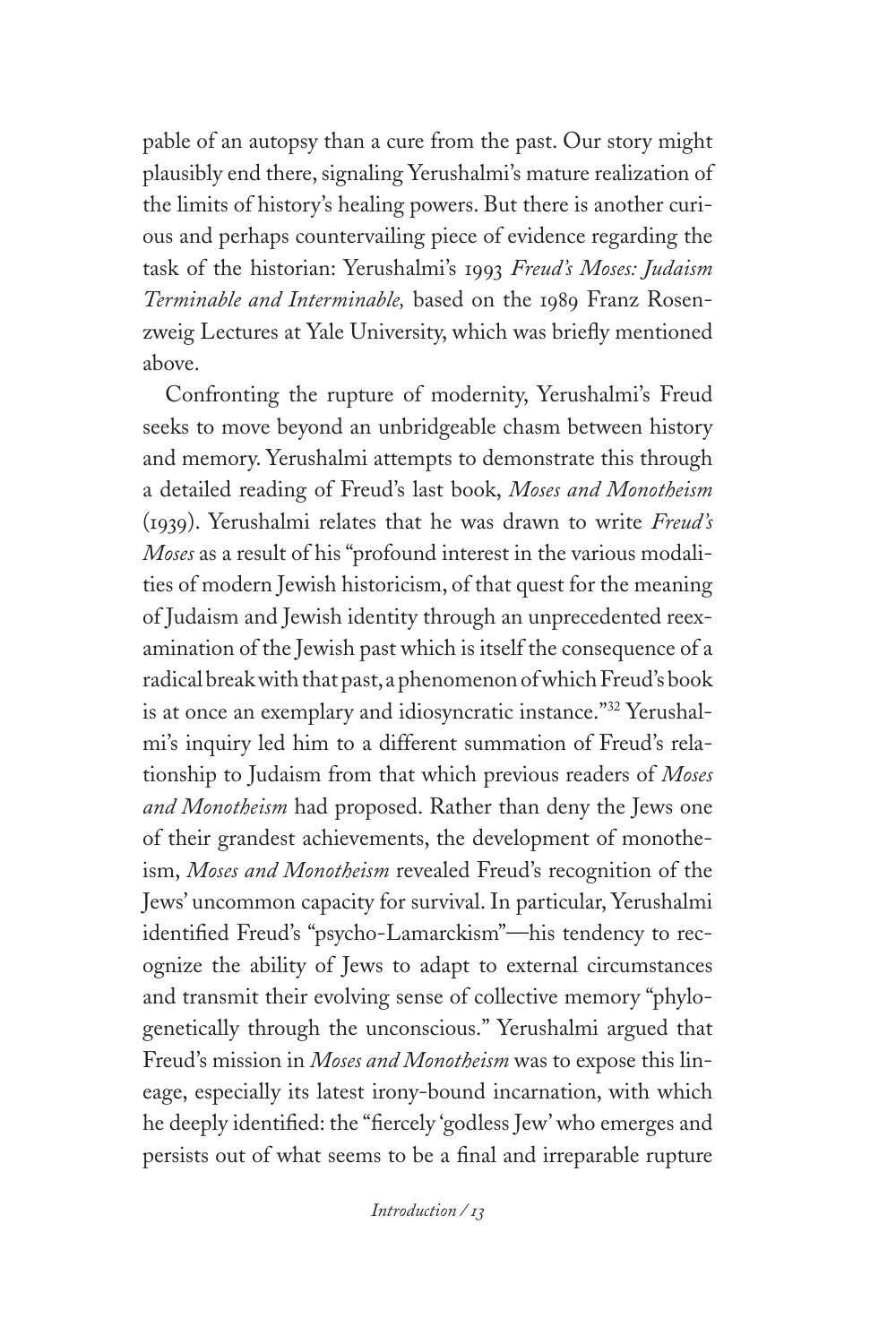pable of an autopsy than a cure from the past. Our story might plausibly end there, signaling Yerushalmi's mature realization of the limits of history's healing powers. But there is another curious and perhaps countervailing piece of evidence regarding the task of the historian: Yerushalmi's 1993 *Freud's Moses: Judaism Terminable and Interminable,* based on the 1989 Franz Rosenzweig Lectures at Yale University, which was briefly mentioned above.

Confronting the rupture of modernity, Yerushalmi's Freud seeks to move beyond an unbridgeable chasm between history and memory. Yerushalmi attempts to demonstrate this through a detailed reading of Freud's last book, *Moses and Monotheism* (1939). Yerushalmi relates that he was drawn to write *Freud's Moses* as a result of his "profound interest in the various modalities of modern Jewish historicism, of that quest for the meaning of Judaism and Jewish identity through an unprecedented reexamination of the Jewish past which is itself the consequence of a radical break with that past, a phenomenon of which Freud's book is at once an exemplary and idiosyncratic instance."[32] Yerushalmi's inquiry led him to a different summation of Freud's relationship to Judaism from that which previous readers of *Moses and Monotheism* had proposed. Rather than deny the Jews one of their grandest achievements, the development of monotheism, *Moses and Monotheism* revealed Freud's recognition of the Jews' uncommon capacity for survival. In particular, Yerushalmi identified Freud's "psycho-Lamarckism"—his tendency to recognize the ability of Jews to adapt to external circumstances and transmit their evolving sense of collective memory "phylogenetically through the unconscious." Yerushalmi argued that Freud's mission in *Moses and Monotheism* was to expose this lineage, especially its latest irony-bound incarnation, with which he deeply identified: the "fiercely 'godless Jew' who emerges and persists out of what seems to be a final and irreparable rupture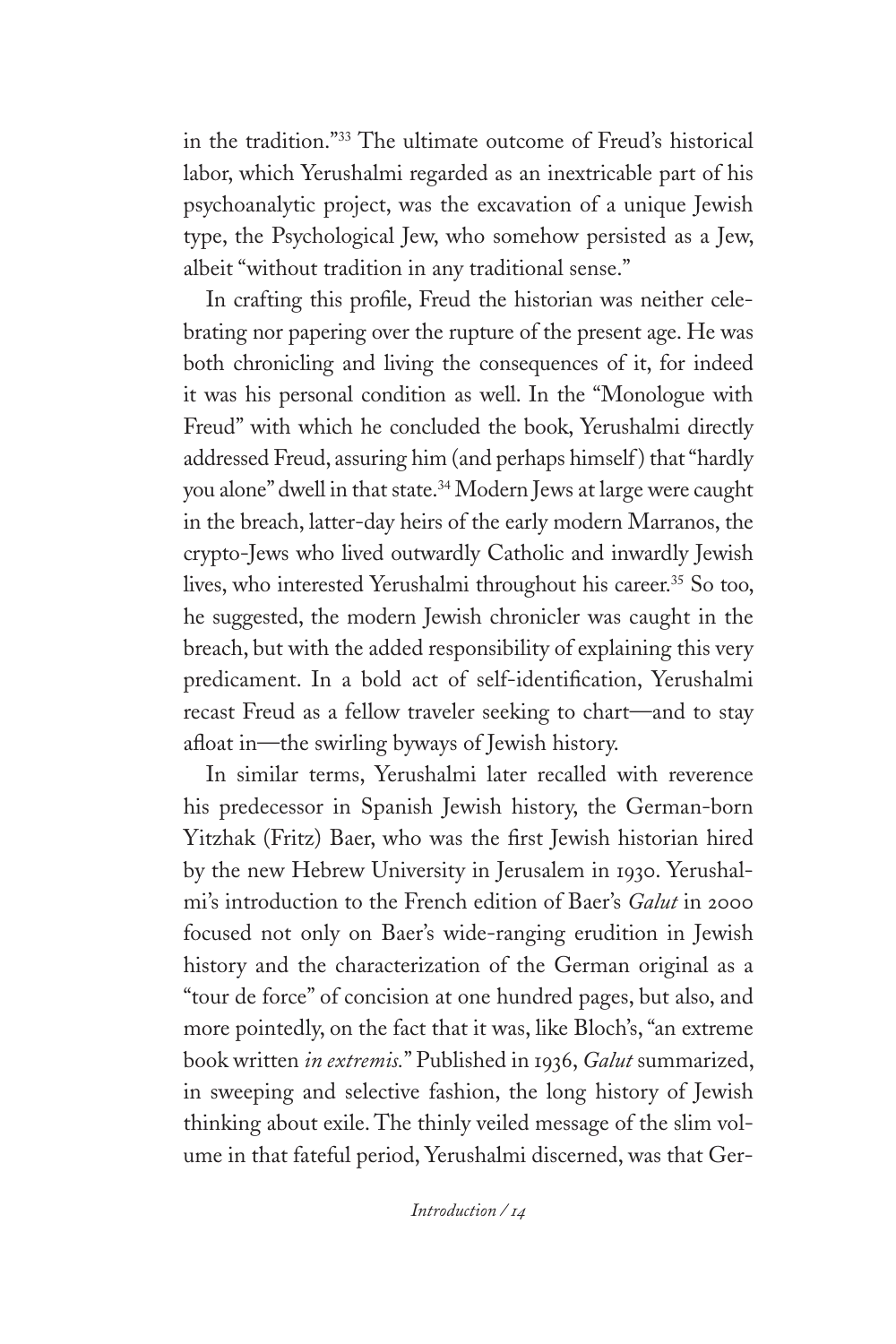in the tradition."[33] The ultimate outcome of Freud's historical labor, which Yerushalmi regarded as an inextricable part of his psychoanalytic project, was the excavation of a unique Jewish type, the Psychological Jew, who somehow persisted as a Jew, albeit "without tradition in any traditional sense."

In crafting this profile, Freud the historian was neither celebrating nor papering over the rupture of the present age. He was both chronicling and living the consequences of it, for indeed it was his personal condition as well. In the "Monologue with Freud" with which he concluded the book, Yerushalmi directly addressed Freud, assuring him (and perhaps himself) that "hardly you alone" dwell in that state.[34] Modern Jews at large were caught in the breach, latter-day heirs of the early modern Marranos, the crypto-Jews who lived outwardly Catholic and inwardly Jewish lives, who interested Yerushalmi throughout his career.[35] So too, he suggested, the modern Jewish chronicler was caught in the breach, but with the added responsibility of explaining this very predicament. In a bold act of self-identification, Yerushalmi recast Freud as a fellow traveler seeking to chart—and to stay afloat in—the swirling byways of Jewish history.

In similar terms, Yerushalmi later recalled with reverence his predecessor in Spanish Jewish history, the German-born Yitzhak (Fritz) Baer, who was the first Jewish historian hired by the new Hebrew University in Jerusalem in 1930. Yerushalmi's introduction to the French edition of Baer's *Galut* in 2000 focused not only on Baer's wide-ranging erudition in Jewish history and the characterization of the German original as a "tour de force" of concision at one hundred pages, but also, and more pointedly, on the fact that it was, like Bloch's, "an extreme book written *in extremis.*" Published in 1936, *Galut* summarized, in sweeping and selective fashion, the long history of Jewish thinking about exile. The thinly veiled message of the slim volume in that fateful period, Yerushalmi discerned, was that Ger-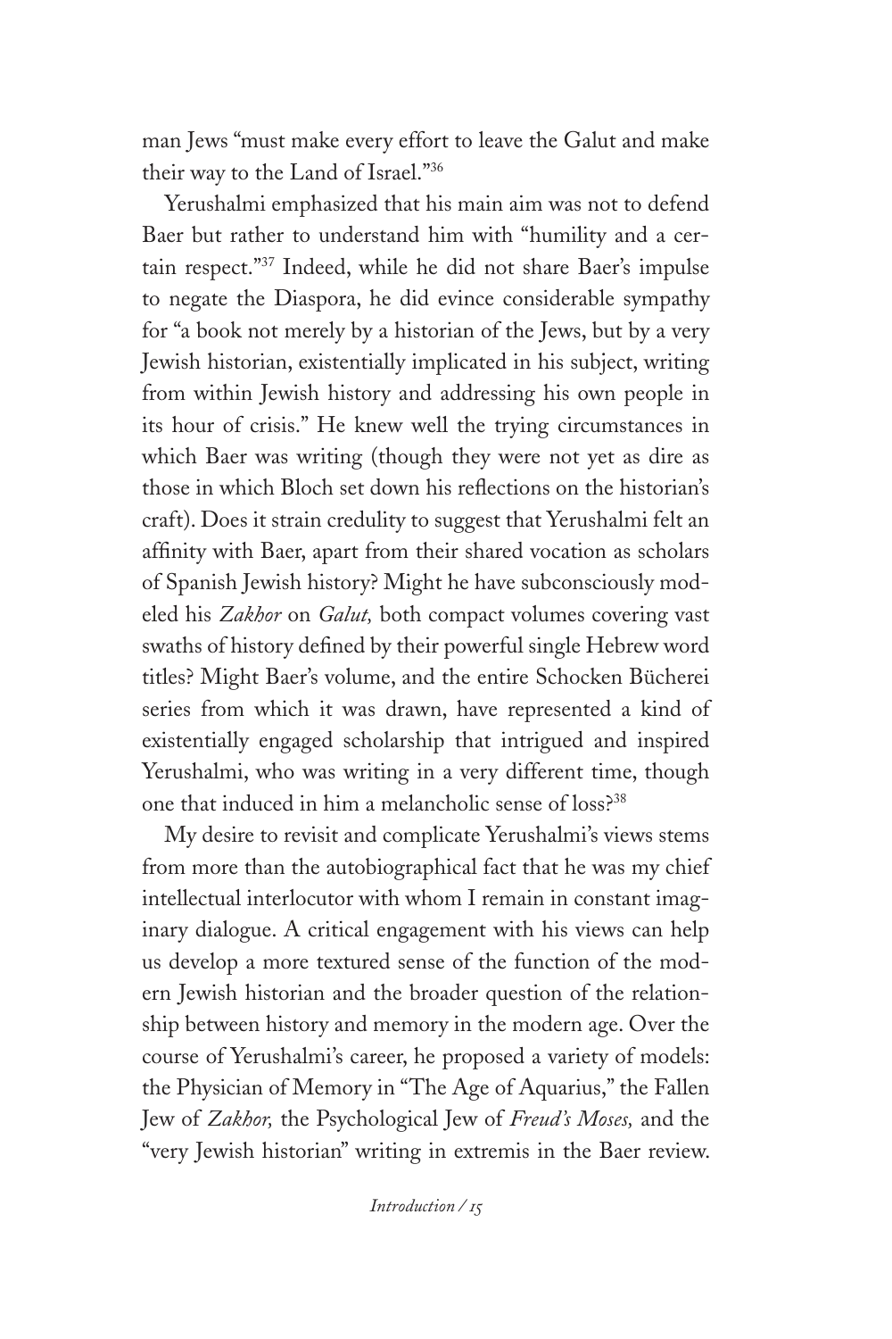man Jews "must make every effort to leave the Galut and make their way to the Land of Israel."[36]

Yerushalmi emphasized that his main aim was not to defend Baer but rather to understand him with "humility and a certain respect."[37] Indeed, while he did not share Baer's impulse to negate the Diaspora, he did evince considerable sympathy for "a book not merely by a historian of the Jews, but by a very Jewish historian, existentially implicated in his subject, writing from within Jewish history and addressing his own people in its hour of crisis." He knew well the trying circumstances in which Baer was writing (though they were not yet as dire as those in which Bloch set down his reflections on the historian's craft). Does it strain credulity to suggest that Yerushalmi felt an affinity with Baer, apart from their shared vocation as scholars of Spanish Jewish history? Might he have subconsciously modeled his *Zakhor* on *Galut,* both compact volumes covering vast swaths of history defined by their powerful single Hebrew word titles? Might Baer's volume, and the entire Schocken Bücherei series from which it was drawn, have represented a kind of existentially engaged scholarship that intrigued and inspired Yerushalmi, who was writing in a very different time, though one that induced in him a melancholic sense of loss?[38]

My desire to revisit and complicate Yerushalmi's views stems from more than the autobiographical fact that he was my chief intellectual interlocutor with whom I remain in constant imaginary dialogue. A critical engagement with his views can help us develop a more textured sense of the function of the modern Jewish historian and the broader question of the relationship between history and memory in the modern age. Over the course of Yerushalmi's career, he proposed a variety of models: the Physician of Memory in "The Age of Aquarius," the Fallen Jew of *Zakhor,* the Psychological Jew of *Freud's Moses,* and the "very Jewish historian" writing in extremis in the Baer review.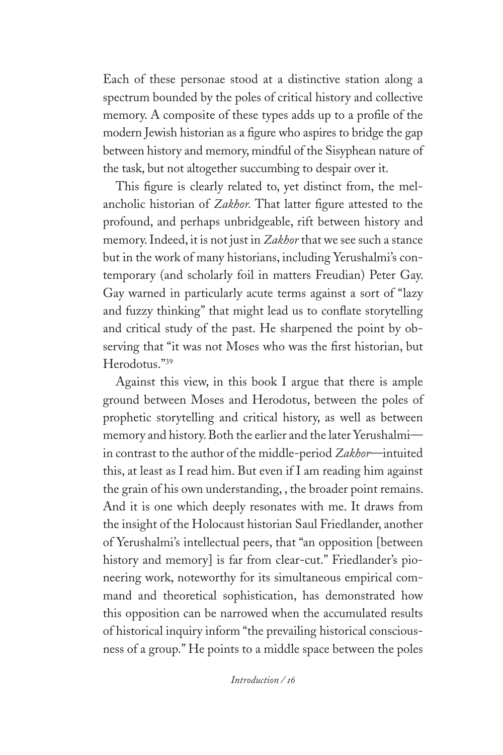Each of these personae stood at a distinctive station along a spectrum bounded by the poles of critical history and collective memory. A composite of these types adds up to a profile of the modern Jewish historian as a figure who aspires to bridge the gap between history and memory, mindful of the Sisyphean nature of the task, but not altogether succumbing to despair over it.

This figure is clearly related to, yet distinct from, the melancholic historian of *Zakhor.* That latter figure attested to the profound, and perhaps unbridgeable, rift between history and memory. Indeed, it is not just in *Zakhor* that we see such a stance but in the work of many historians, including Yerushalmi's contemporary (and scholarly foil in matters Freudian) Peter Gay. Gay warned in particularly acute terms against a sort of "lazy and fuzzy thinking" that might lead us to conflate storytelling and critical study of the past. He sharpened the point by observing that "it was not Moses who was the first historian, but Herodotus."[39]

Against this view, in this book I argue that there is ample ground between Moses and Herodotus, between the poles of prophetic storytelling and critical history, as well as between memory and history. Both the earlier and the later Yerushalmi—in contrast to the author of the middle-period *Zakhor*—intuited this, at least as I read him. But even if I am reading him against the grain of his own understanding, , the broader point remains. And it is one which deeply resonates with me. It draws from the insight of the Holocaust historian Saul Friedlander, another of Yerushalmi's intellectual peers, that "an opposition [between history and memory] is far from clear-cut." Friedlander's pioneering work, noteworthy for its simultaneous empirical command and theoretical sophistication, has demonstrated how this opposition can be narrowed when the accumulated results of historical inquiry inform "the prevailing historical consciousness of a group." He points to a middle space between the poles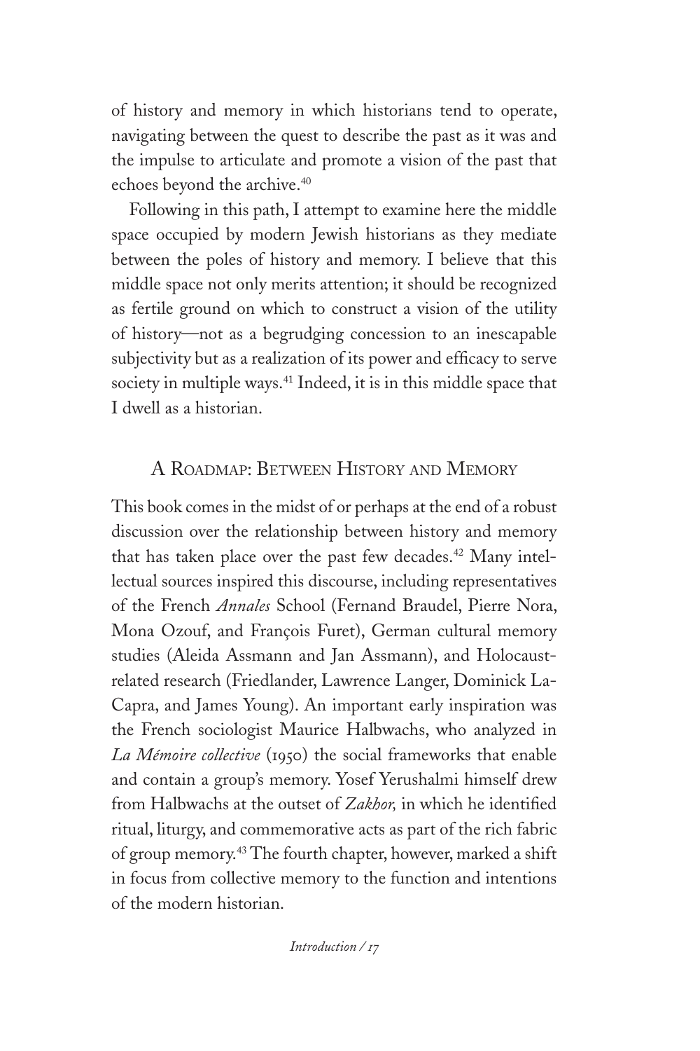of history and memory in which historians tend to operate, navigating between the quest to describe the past as it was and the impulse to articulate and promote a vision of the past that echoes beyond the archive.[40]

Following in this path, I attempt to examine here the middle space occupied by modern Jewish historians as they mediate between the poles of history and memory. I believe that this middle space not only merits attention; it should be recognized as fertile ground on which to construct a vision of the utility of history—not as a begrudging concession to an inescapable subjectivity but as a realization of its power and efficacy to serve society in multiple ways.[41] Indeed, it is in this middle space that I dwell as a historian.

## A Roadmap: Between History and Memory

This book comes in the midst of or perhaps at the end of a robust discussion over the relationship between history and memory that has taken place over the past few decades.[42] Many intellectual sources inspired this discourse, including representatives of the French *Annales* School (Fernand Braudel, Pierre Nora, Mona Ozouf, and François Furet), German cultural memory studies (Aleida Assmann and Jan Assmann), and Holocaust-related research (Friedlander, Lawrence Langer, Dominick LaCapra, and James Young). An important early inspiration was the French sociologist Maurice Halbwachs, who analyzed in *La Mémoire collective* (1950) the social frameworks that enable and contain a group's memory. Yosef Yerushalmi himself drew from Halbwachs at the outset of *Zakhor,* in which he identified ritual, liturgy, and commemorative acts as part of the rich fabric of group memory.[43] The fourth chapter, however, marked a shift in focus from collective memory to the function and intentions of the modern historian.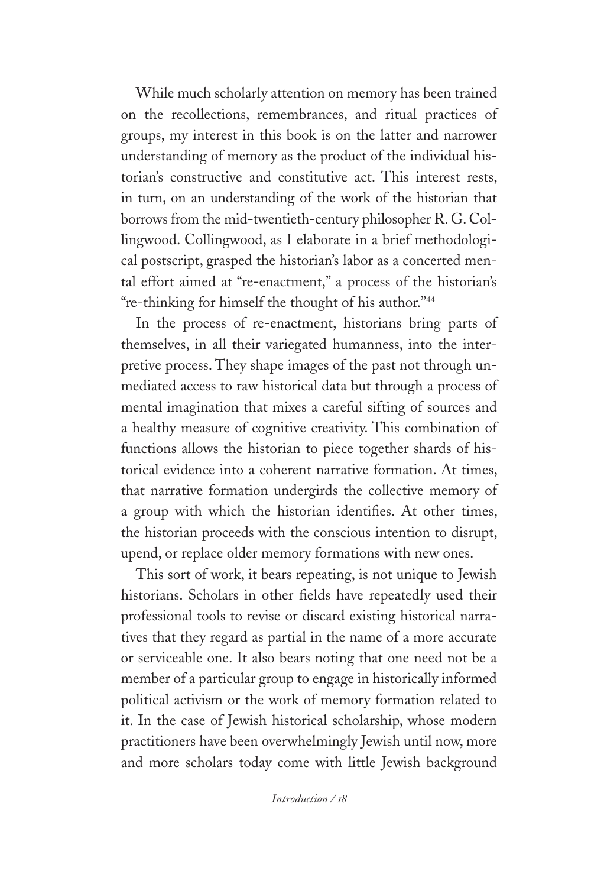While much scholarly attention on memory has been trained on the recollections, remembrances, and ritual practices of groups, my interest in this book is on the latter and narrower understanding of memory as the product of the individual historian's constructive and constitutive act. This interest rests, in turn, on an understanding of the work of the historian that borrows from the mid-twentieth-century philosopher R. G. Collingwood. Collingwood, as I elaborate in a brief methodological postscript, grasped the historian's labor as a concerted mental effort aimed at "re-enactment," a process of the historian's "re-thinking for himself the thought of his author."[44]

In the process of re-enactment, historians bring parts of themselves, in all their variegated humanness, into the interpretive process. They shape images of the past not through unmediated access to raw historical data but through a process of mental imagination that mixes a careful sifting of sources and a healthy measure of cognitive creativity. This combination of functions allows the historian to piece together shards of historical evidence into a coherent narrative formation. At times, that narrative formation undergirds the collective memory of a group with which the historian identifies. At other times, the historian proceeds with the conscious intention to disrupt, upend, or replace older memory formations with new ones.

This sort of work, it bears repeating, is not unique to Jewish historians. Scholars in other fields have repeatedly used their professional tools to revise or discard existing historical narratives that they regard as partial in the name of a more accurate or serviceable one. It also bears noting that one need not be a member of a particular group to engage in historically informed political activism or the work of memory formation related to it. In the case of Jewish historical scholarship, whose modern practitioners have been overwhelmingly Jewish until now, more and more scholars today come with little Jewish background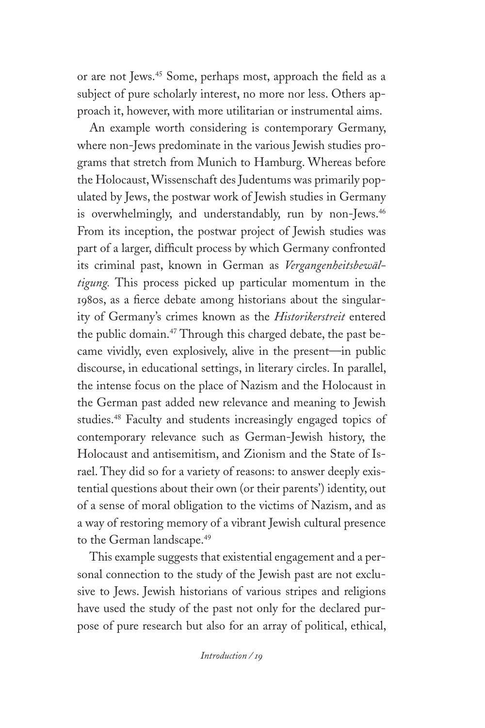or are not Jews.[45] Some, perhaps most, approach the field as a subject of pure scholarly interest, no more nor less. Others approach it, however, with more utilitarian or instrumental aims.

An example worth considering is contemporary Germany, where non-Jews predominate in the various Jewish studies programs that stretch from Munich to Hamburg. Whereas before the Holocaust, Wissenschaft des Judentums was primarily populated by Jews, the postwar work of Jewish studies in Germany is overwhelmingly, and understandably, run by non-Jews.[46] From its inception, the postwar project of Jewish studies was part of a larger, difficult process by which Germany confronted its criminal past, known in German as *Vergangenheitsbewältigung.* This process picked up particular momentum in the 1980s, as a fierce debate among historians about the singularity of Germany's crimes known as the *Historikerstreit* entered the public domain.[47] Through this charged debate, the past became vividly, even explosively, alive in the present—in public discourse, in educational settings, in literary circles. In parallel, the intense focus on the place of Nazism and the Holocaust in the German past added new relevance and meaning to Jewish studies.[48] Faculty and students increasingly engaged topics of contemporary relevance such as German-Jewish history, the Holocaust and antisemitism, and Zionism and the State of Israel. They did so for a variety of reasons: to answer deeply existential questions about their own (or their parents') identity, out of a sense of moral obligation to the victims of Nazism, and as a way of restoring memory of a vibrant Jewish cultural presence to the German landscape.[49]

This example suggests that existential engagement and a personal connection to the study of the Jewish past are not exclusive to Jews. Jewish historians of various stripes and religions have used the study of the past not only for the declared purpose of pure research but also for an array of political, ethical,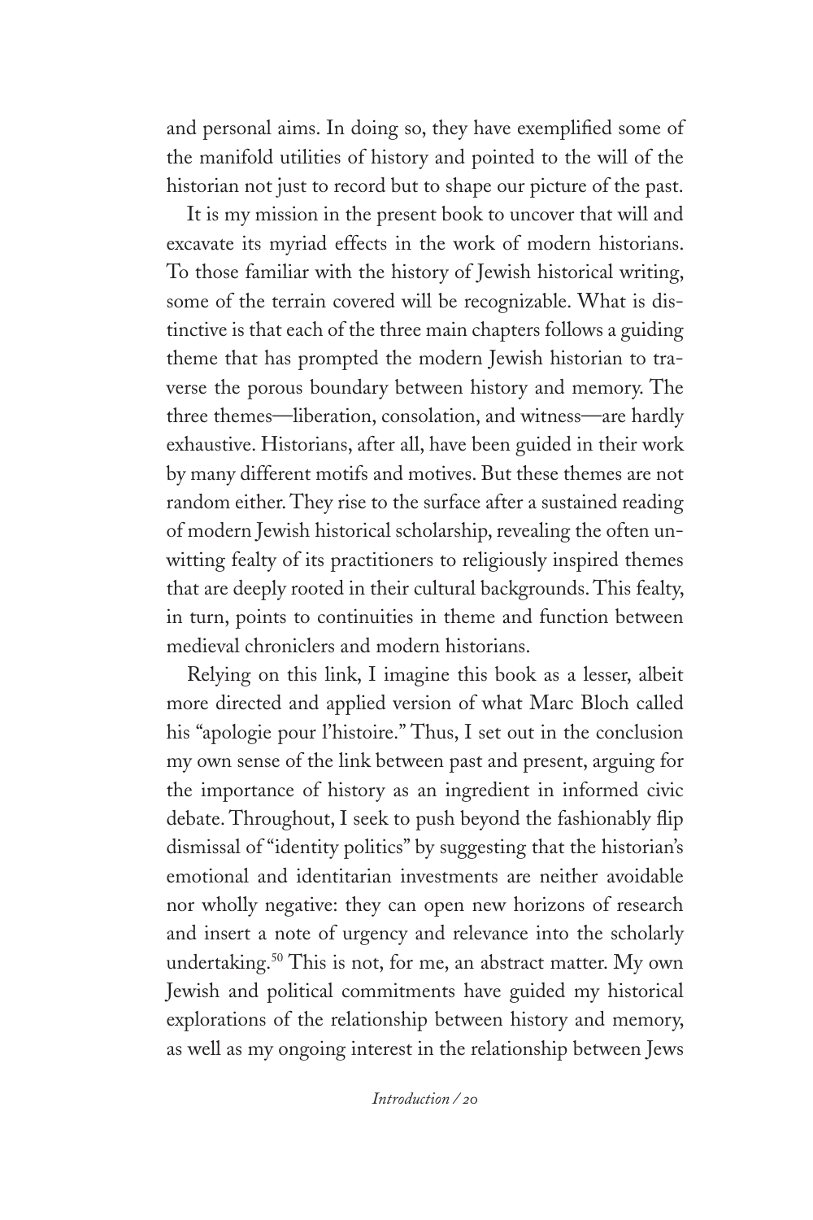and personal aims. In doing so, they have exemplified some of the manifold utilities of history and pointed to the will of the historian not just to record but to shape our picture of the past.

It is my mission in the present book to uncover that will and excavate its myriad effects in the work of modern historians. To those familiar with the history of Jewish historical writing, some of the terrain covered will be recognizable. What is distinctive is that each of the three main chapters follows a guiding theme that has prompted the modern Jewish historian to traverse the porous boundary between history and memory. The three themes—liberation, consolation, and witness—are hardly exhaustive. Historians, after all, have been guided in their work by many different motifs and motives. But these themes are not random either. They rise to the surface after a sustained reading of modern Jewish historical scholarship, revealing the often unwitting fealty of its practitioners to religiously inspired themes that are deeply rooted in their cultural backgrounds. This fealty, in turn, points to continuities in theme and function between medieval chroniclers and modern historians.

Relying on this link, I imagine this book as a lesser, albeit more directed and applied version of what Marc Bloch called his "apologie pour l'histoire." Thus, I set out in the conclusion my own sense of the link between past and present, arguing for the importance of history as an ingredient in informed civic debate. Throughout, I seek to push beyond the fashionably flip dismissal of "identity politics" by suggesting that the historian's emotional and identitarian investments are neither avoidable nor wholly negative: they can open new horizons of research and insert a note of urgency and relevance into the scholarly undertaking.[50] This is not, for me, an abstract matter. My own Jewish and political commitments have guided my historical explorations of the relationship between history and memory, as well as my ongoing interest in the relationship between Jews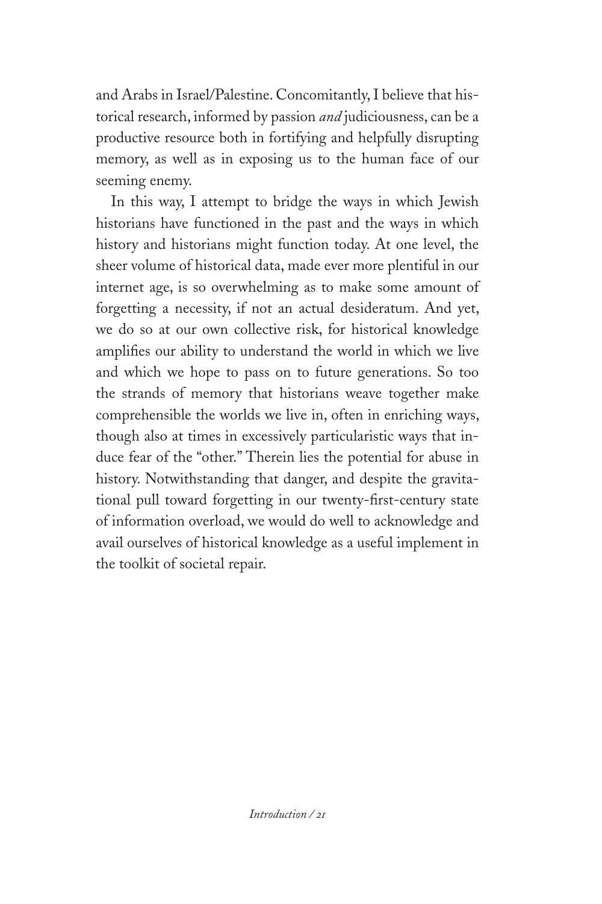and Arabs in Israel/Palestine. Concomitantly, I believe that historical research, informed by passion *and* judiciousness, can be a productive resource both in fortifying and helpfully disrupting memory, as well as in exposing us to the human face of our seeming enemy.

In this way, I attempt to bridge the ways in which Jewish historians have functioned in the past and the ways in which history and historians might function today. At one level, the sheer volume of historical data, made ever more plentiful in our internet age, is so overwhelming as to make some amount of forgetting a necessity, if not an actual desideratum. And yet, we do so at our own collective risk, for historical knowledge amplifies our ability to understand the world in which we live and which we hope to pass on to future generations. So too the strands of memory that historians weave together make comprehensible the worlds we live in, often in enriching ways, though also at times in excessively particularistic ways that induce fear of the "other." Therein lies the potential for abuse in history. Notwithstanding that danger, and despite the gravitational pull toward forgetting in our twenty-first-century state of information overload, we would do well to acknowledge and avail ourselves of historical knowledge as a useful implement in the toolkit of societal repair.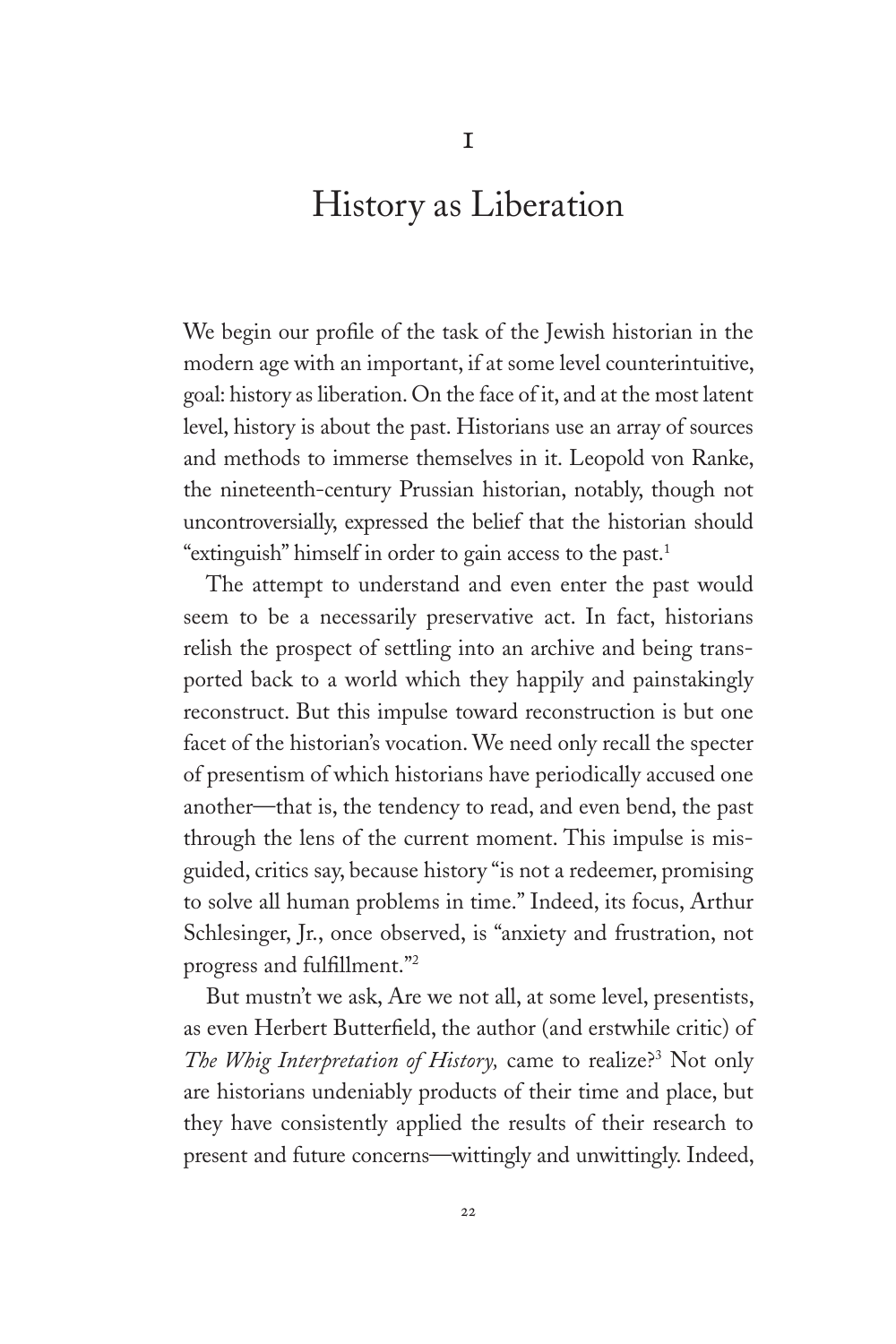# 1

# History as Liberation

We begin our profile of the task of the Jewish historian in the modern age with an important, if at some level counterintuitive, goal: history as liberation. On the face of it, and at the most latent level, history is about the past. Historians use an array of sources and methods to immerse themselves in it. Leopold von Ranke, the nineteenth-century Prussian historian, notably, though not uncontroversially, expressed the belief that the historian should "extinguish" himself in order to gain access to the past.[1]

The attempt to understand and even enter the past would seem to be a necessarily preservative act. In fact, historians relish the prospect of settling into an archive and being transported back to a world which they happily and painstakingly reconstruct. But this impulse toward reconstruction is but one facet of the historian's vocation. We need only recall the specter of presentism of which historians have periodically accused one another—that is, the tendency to read, and even bend, the past through the lens of the current moment. This impulse is misguided, critics say, because history "is not a redeemer, promising to solve all human problems in time." Indeed, its focus, Arthur Schlesinger, Jr., once observed, is "anxiety and frustration, not progress and fulfillment."[2]

But mustn't we ask, Are we not all, at some level, presentists, as even Herbert Butterfield, the author (and erstwhile critic) of *The Whig Interpretation of History,* came to realize?[3] Not only are historians undeniably products of their time and place, but they have consistently applied the results of their research to present and future concerns—wittingly and unwittingly. Indeed,